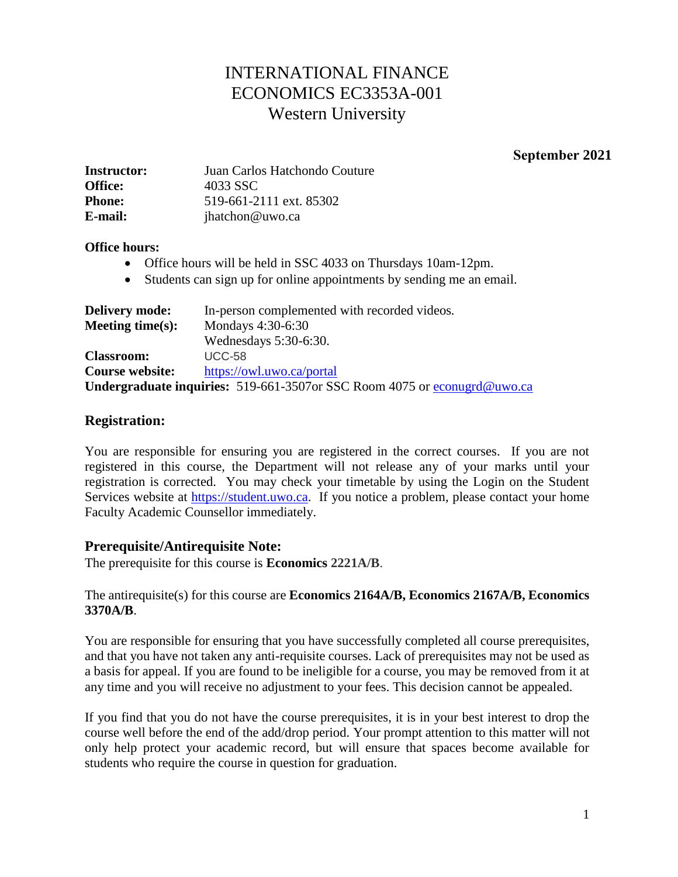# INTERNATIONAL FINANCE
# ECONOMICS EC3353A-001
# Western University

**September 2021**

| | |
|---|---|
| **Instructor:** | Juan Carlos Hatchondo Couture |
| **Office:** | 4033 SSC |
| **Phone:** | 519-661-2111 ext. 85302 |
| **E-mail:** | jhatchon@uwo.ca |

**Office hours:**

- Office hours will be held in SSC 4033 on Thursdays 10am-12pm.
- Students can sign up for online appointments by sending me an email.

| | |
|---|---|
| **Delivery mode:** | In-person complemented with recorded videos. |
| **Meeting time(s):** | Mondays 4:30-6:30<br>Wednesdays 5:30-6:30. |
| **Classroom:** | UCC-58 |
| **Course website:** | https://owl.uwo.ca/portal |

**Undergraduate inquiries:** 519-661-3507or SSC Room 4075 or econugrd@uwo.ca

## Registration:

You are responsible for ensuring you are registered in the correct courses. If you are not registered in this course, the Department will not release any of your marks until your registration is corrected. You may check your timetable by using the Login on the Student Services website at https://student.uwo.ca. If you notice a problem, please contact your home Faculty Academic Counsellor immediately.

## Prerequisite/Antirequisite Note:

The prerequisite for this course is **Economics 2221A/B**.

The antirequisite(s) for this course are **Economics 2164A/B, Economics 2167A/B, Economics 3370A/B**.

You are responsible for ensuring that you have successfully completed all course prerequisites, and that you have not taken any anti-requisite courses. Lack of prerequisites may not be used as a basis for appeal. If you are found to be ineligible for a course, you may be removed from it at any time and you will receive no adjustment to your fees. This decision cannot be appealed.

If you find that you do not have the course prerequisites, it is in your best interest to drop the course well before the end of the add/drop period. Your prompt attention to this matter will not only help protect your academic record, but will ensure that spaces become available for students who require the course in question for graduation.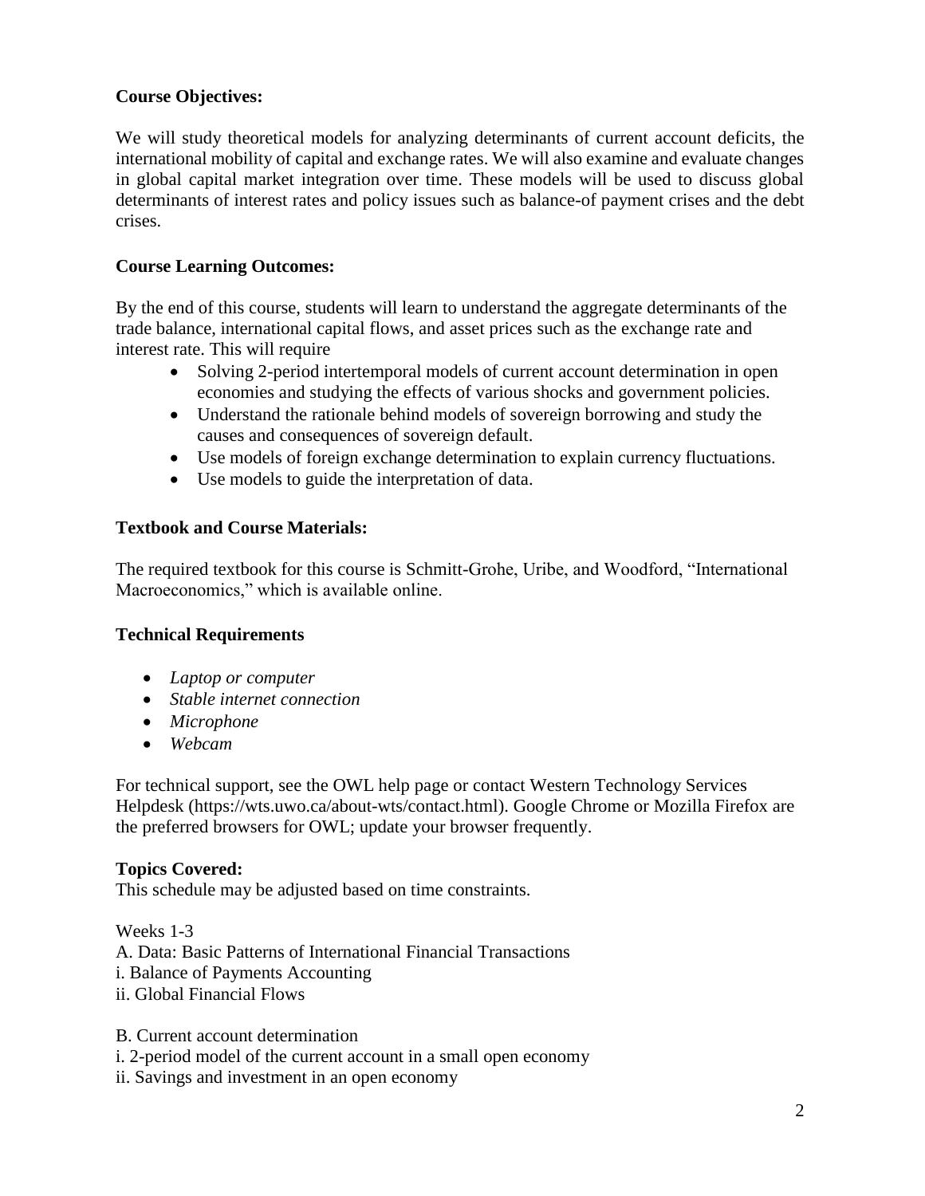**Course Objectives:**

We will study theoretical models for analyzing determinants of current account deficits, the international mobility of capital and exchange rates. We will also examine and evaluate changes in global capital market integration over time. These models will be used to discuss global determinants of interest rates and policy issues such as balance-of payment crises and the debt crises.

**Course Learning Outcomes:**

By the end of this course, students will learn to understand the aggregate determinants of the trade balance, international capital flows, and asset prices such as the exchange rate and interest rate. This will require

- Solving 2-period intertemporal models of current account determination in open economies and studying the effects of various shocks and government policies.
- Understand the rationale behind models of sovereign borrowing and study the causes and consequences of sovereign default.
- Use models of foreign exchange determination to explain currency fluctuations.
- Use models to guide the interpretation of data.

**Textbook and Course Materials:**

The required textbook for this course is Schmitt-Grohe, Uribe, and Woodford, "International Macroeconomics," which is available online.

**Technical Requirements**

- *Laptop or computer*
- *Stable internet connection*
- *Microphone*
- *Webcam*

For technical support, see the OWL help page or contact Western Technology Services Helpdesk (https://wts.uwo.ca/about-wts/contact.html). Google Chrome or Mozilla Firefox are the preferred browsers for OWL; update your browser frequently.

**Topics Covered:**
This schedule may be adjusted based on time constraints.

Weeks 1-3
A. Data: Basic Patterns of International Financial Transactions
i. Balance of Payments Accounting
ii. Global Financial Flows

B. Current account determination
i. 2-period model of the current account in a small open economy
ii. Savings and investment in an open economy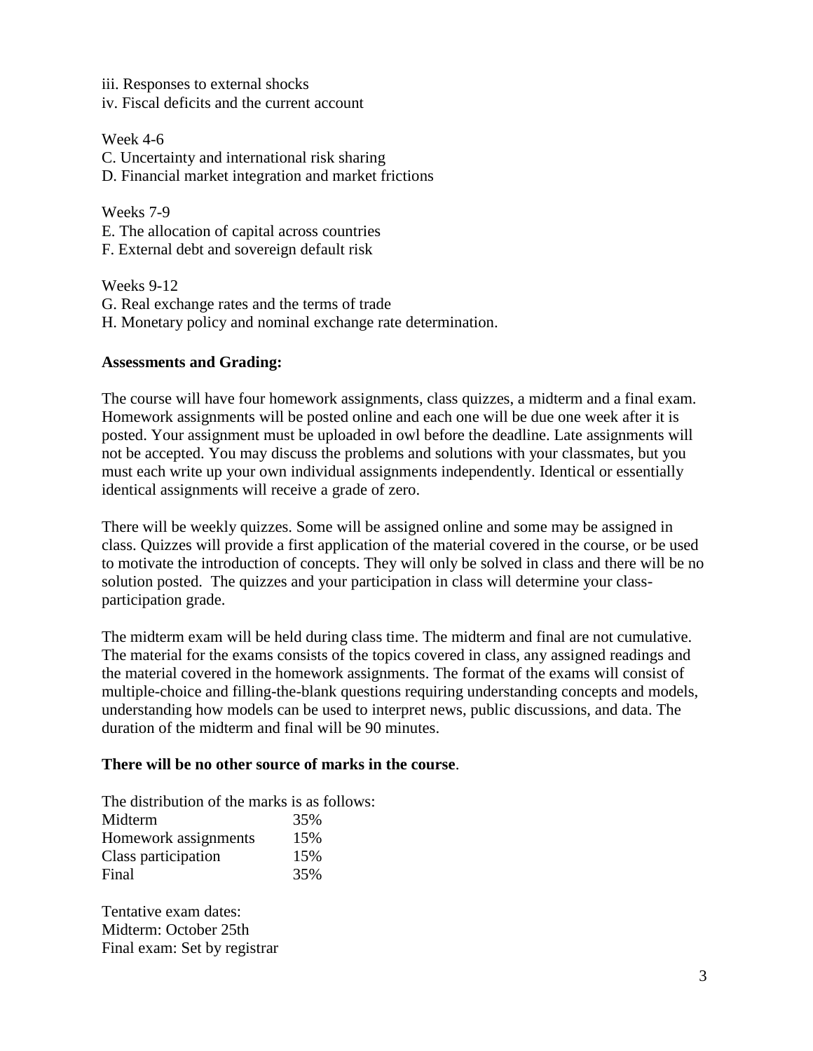iii. Responses to external shocks
iv. Fiscal deficits and the current account

Week 4-6
C. Uncertainty and international risk sharing
D. Financial market integration and market frictions

Weeks 7-9
E. The allocation of capital across countries
F. External debt and sovereign default risk

Weeks 9-12
G. Real exchange rates and the terms of trade
H. Monetary policy and nominal exchange rate determination.

**Assessments and Grading:**

The course will have four homework assignments, class quizzes, a midterm and a final exam. Homework assignments will be posted online and each one will be due one week after it is posted. Your assignment must be uploaded in owl before the deadline. Late assignments will not be accepted. You may discuss the problems and solutions with your classmates, but you must each write up your own individual assignments independently. Identical or essentially identical assignments will receive a grade of zero.

There will be weekly quizzes. Some will be assigned online and some may be assigned in class. Quizzes will provide a first application of the material covered in the course, or be used to motivate the introduction of concepts. They will only be solved in class and there will be no solution posted. The quizzes and your participation in class will determine your class-participation grade.

The midterm exam will be held during class time. The midterm and final are not cumulative. The material for the exams consists of the topics covered in class, any assigned readings and the material covered in the homework assignments. The format of the exams will consist of multiple-choice and filling-the-blank questions requiring understanding concepts and models, understanding how models can be used to interpret news, public discussions, and data. The duration of the midterm and final will be 90 minutes.

**There will be no other source of marks in the course**.

The distribution of the marks is as follows:

| | |
|---|---|
| Midterm | 35% |
| Homework assignments | 15% |
| Class participation | 15% |
| Final | 35% |

Tentative exam dates:
Midterm: October 25th
Final exam: Set by registrar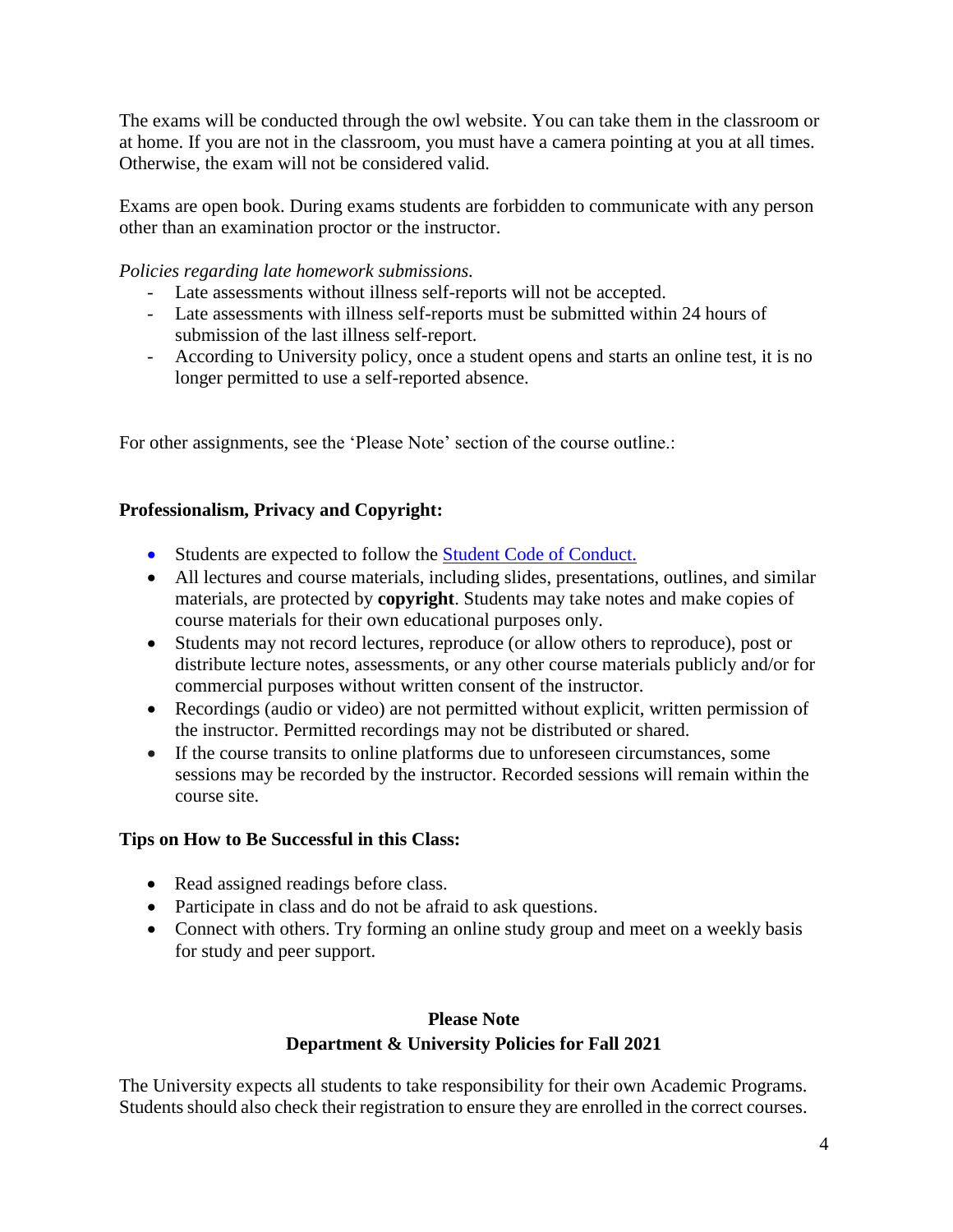The exams will be conducted through the owl website. You can take them in the classroom or at home. If you are not in the classroom, you must have a camera pointing at you at all times. Otherwise, the exam will not be considered valid.

Exams are open book. During exams students are forbidden to communicate with any person other than an examination proctor or the instructor.

*Policies regarding late homework submissions.*

- Late assessments without illness self-reports will not be accepted.
- Late assessments with illness self-reports must be submitted within 24 hours of submission of the last illness self-report.
- According to University policy, once a student opens and starts an online test, it is no longer permitted to use a self-reported absence.

For other assignments, see the 'Please Note' section of the course outline.:

**Professionalism, Privacy and Copyright:**

- Students are expected to follow the [Student Code of Conduct.]()
- All lectures and course materials, including slides, presentations, outlines, and similar materials, are protected by **copyright**. Students may take notes and make copies of course materials for their own educational purposes only.
- Students may not record lectures, reproduce (or allow others to reproduce), post or distribute lecture notes, assessments, or any other course materials publicly and/or for commercial purposes without written consent of the instructor.
- Recordings (audio or video) are not permitted without explicit, written permission of the instructor. Permitted recordings may not be distributed or shared.
- If the course transits to online platforms due to unforeseen circumstances, some sessions may be recorded by the instructor. Recorded sessions will remain within the course site.

**Tips on How to Be Successful in this Class:**

- Read assigned readings before class.
- Participate in class and do not be afraid to ask questions.
- Connect with others. Try forming an online study group and meet on a weekly basis for study and peer support.

## Please Note
## Department & University Policies for Fall 2021

The University expects all students to take responsibility for their own Academic Programs. Students should also check their registration to ensure they are enrolled in the correct courses.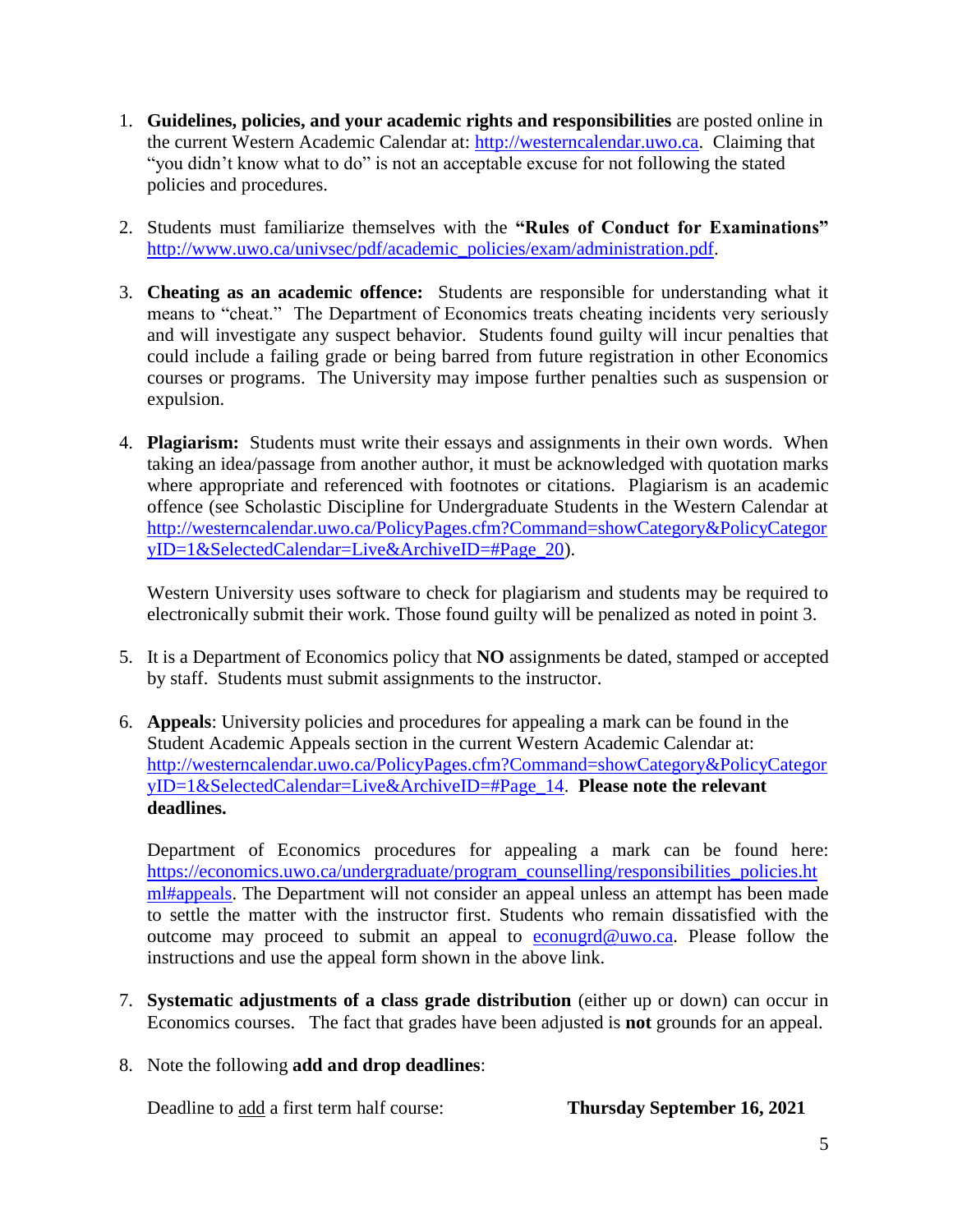1. **Guidelines, policies, and your academic rights and responsibilities** are posted online in the current Western Academic Calendar at: http://westerncalendar.uwo.ca. Claiming that "you didn't know what to do" is not an acceptable excuse for not following the stated policies and procedures.

2. Students must familiarize themselves with the **"Rules of Conduct for Examinations"** http://www.uwo.ca/univsec/pdf/academic_policies/exam/administration.pdf.

3. **Cheating as an academic offence:** Students are responsible for understanding what it means to "cheat." The Department of Economics treats cheating incidents very seriously and will investigate any suspect behavior. Students found guilty will incur penalties that could include a failing grade or being barred from future registration in other Economics courses or programs. The University may impose further penalties such as suspension or expulsion.

4. **Plagiarism:** Students must write their essays and assignments in their own words. When taking an idea/passage from another author, it must be acknowledged with quotation marks where appropriate and referenced with footnotes or citations. Plagiarism is an academic offence (see Scholastic Discipline for Undergraduate Students in the Western Calendar at http://westerncalendar.uwo.ca/PolicyPages.cfm?Command=showCategory&PolicyCategoryID=1&SelectedCalendar=Live&ArchiveID=#Page_20).

   Western University uses software to check for plagiarism and students may be required to electronically submit their work. Those found guilty will be penalized as noted in point 3.

5. It is a Department of Economics policy that **NO** assignments be dated, stamped or accepted by staff. Students must submit assignments to the instructor.

6. **Appeals**: University policies and procedures for appealing a mark can be found in the Student Academic Appeals section in the current Western Academic Calendar at: http://westerncalendar.uwo.ca/PolicyPages.cfm?Command=showCategory&PolicyCategoryID=1&SelectedCalendar=Live&ArchiveID=#Page_14. **Please note the relevant deadlines.**

   Department of Economics procedures for appealing a mark can be found here: https://economics.uwo.ca/undergraduate/program_counselling/responsibilities_policies.html#appeals. The Department will not consider an appeal unless an attempt has been made to settle the matter with the instructor first. Students who remain dissatisfied with the outcome may proceed to submit an appeal to econugrd@uwo.ca. Please follow the instructions and use the appeal form shown in the above link.

7. **Systematic adjustments of a class grade distribution** (either up or down) can occur in Economics courses. The fact that grades have been adjusted is **not** grounds for an appeal.

8. Note the following **add and drop deadlines**:

   Deadline to add a first term half course: **Thursday September 16, 2021**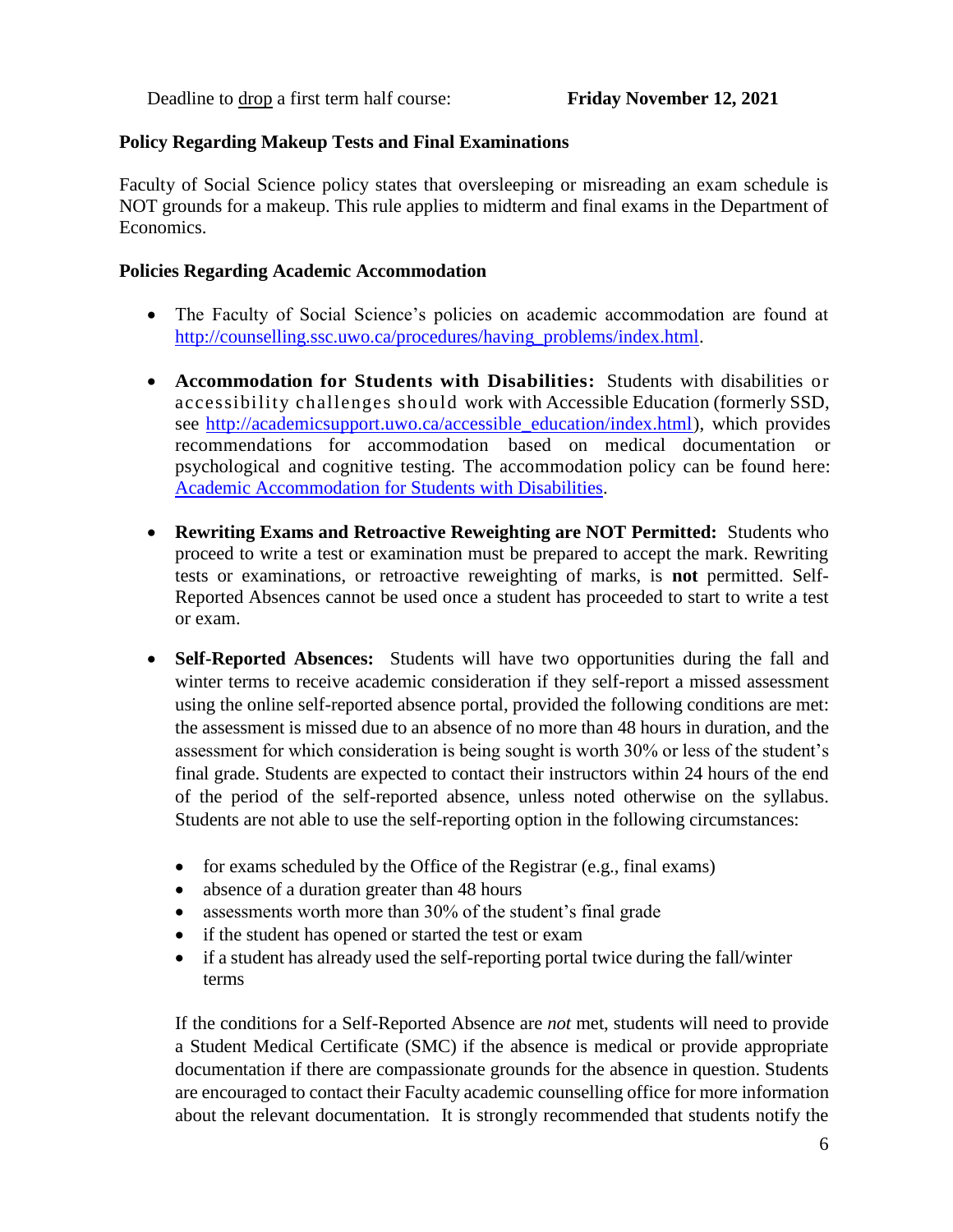Deadline to drop a first term half course: **Friday November 12, 2021**

**Policy Regarding Makeup Tests and Final Examinations**

Faculty of Social Science policy states that oversleeping or misreading an exam schedule is NOT grounds for a makeup. This rule applies to midterm and final exams in the Department of Economics.

**Policies Regarding Academic Accommodation**

- The Faculty of Social Science's policies on academic accommodation are found at [http://counselling.ssc.uwo.ca/procedures/having_problems/index.html](http://counselling.ssc.uwo.ca/procedures/having_problems/index.html).

- **Accommodation for Students with Disabilities:** Students with disabilities or accessibility challenges should work with Accessible Education (formerly SSD, see [http://academicsupport.uwo.ca/accessible_education/index.html](http://academicsupport.uwo.ca/accessible_education/index.html)), which provides recommendations for accommodation based on medical documentation or psychological and cognitive testing. The accommodation policy can be found here: Academic Accommodation for Students with Disabilities.

- **Rewriting Exams and Retroactive Reweighting are NOT Permitted:** Students who proceed to write a test or examination must be prepared to accept the mark. Rewriting tests or examinations, or retroactive reweighting of marks, is **not** permitted. Self-Reported Absences cannot be used once a student has proceeded to start to write a test or exam.

- **Self-Reported Absences:** Students will have two opportunities during the fall and winter terms to receive academic consideration if they self-report a missed assessment using the online self-reported absence portal, provided the following conditions are met: the assessment is missed due to an absence of no more than 48 hours in duration, and the assessment for which consideration is being sought is worth 30% or less of the student's final grade. Students are expected to contact their instructors within 24 hours of the end of the period of the self-reported absence, unless noted otherwise on the syllabus. Students are not able to use the self-reporting option in the following circumstances:

  - for exams scheduled by the Office of the Registrar (e.g., final exams)
  - absence of a duration greater than 48 hours
  - assessments worth more than 30% of the student's final grade
  - if the student has opened or started the test or exam
  - if a student has already used the self-reporting portal twice during the fall/winter terms

  If the conditions for a Self-Reported Absence are *not* met, students will need to provide a Student Medical Certificate (SMC) if the absence is medical or provide appropriate documentation if there are compassionate grounds for the absence in question. Students are encouraged to contact their Faculty academic counselling office for more information about the relevant documentation. It is strongly recommended that students notify the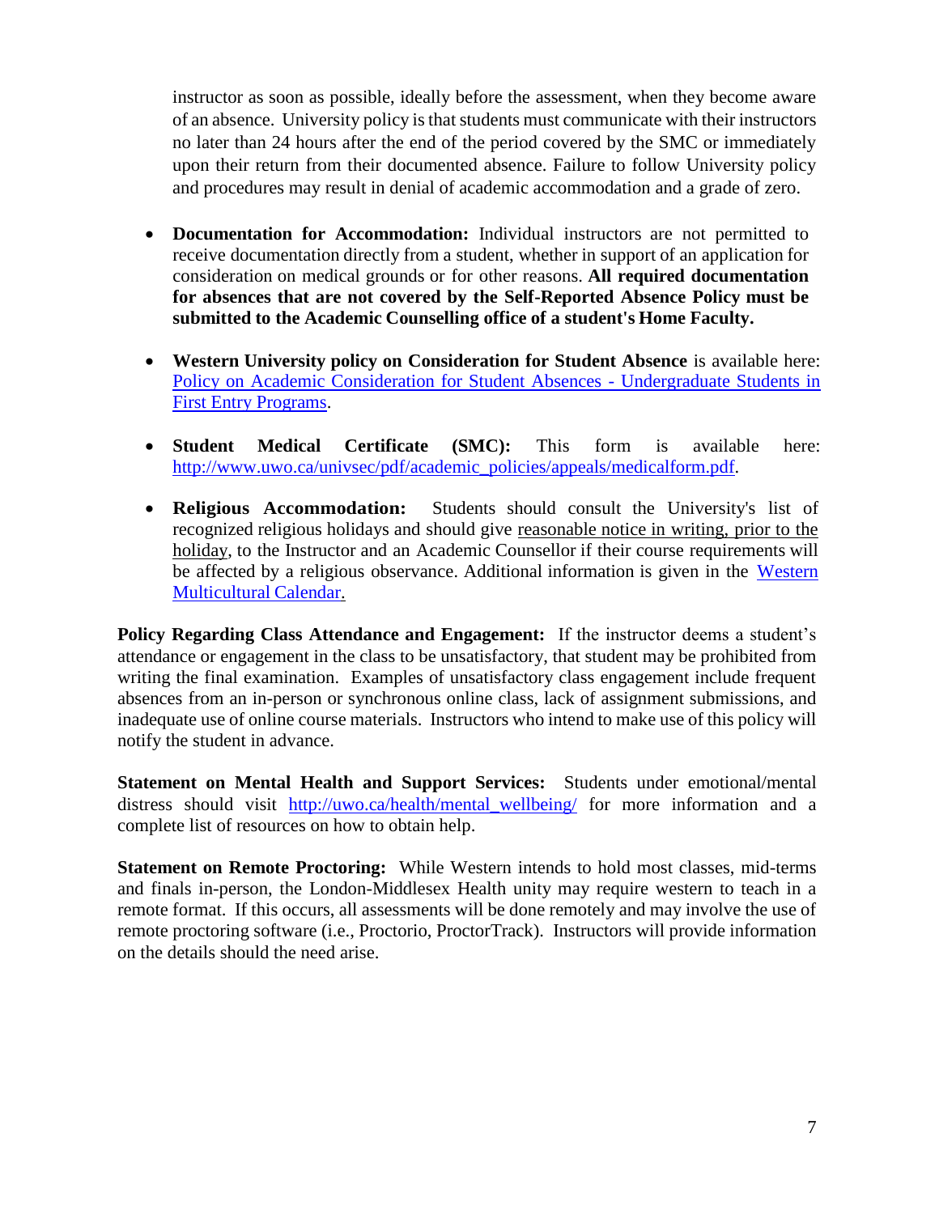instructor as soon as possible, ideally before the assessment, when they become aware of an absence. University policy is that students must communicate with their instructors no later than 24 hours after the end of the period covered by the SMC or immediately upon their return from their documented absence. Failure to follow University policy and procedures may result in denial of academic accommodation and a grade of zero.

- **Documentation for Accommodation:** Individual instructors are not permitted to receive documentation directly from a student, whether in support of an application for consideration on medical grounds or for other reasons. **All required documentation for absences that are not covered by the Self-Reported Absence Policy must be submitted to the Academic Counselling office of a student's Home Faculty.**

- **Western University policy on Consideration for Student Absence** is available here: [Policy on Academic Consideration for Student Absences - Undergraduate Students in First Entry Programs](#).

- **Student Medical Certificate (SMC):** This form is available here: [http://www.uwo.ca/univsec/pdf/academic_policies/appeals/medicalform.pdf](http://www.uwo.ca/univsec/pdf/academic_policies/appeals/medicalform.pdf).

- **Religious Accommodation:** Students should consult the University's list of recognized religious holidays and should give reasonable notice in writing, prior to the holiday, to the Instructor and an Academic Counsellor if their course requirements will be affected by a religious observance. Additional information is given in the [Western Multicultural Calendar](#).

**Policy Regarding Class Attendance and Engagement:** If the instructor deems a student's attendance or engagement in the class to be unsatisfactory, that student may be prohibited from writing the final examination. Examples of unsatisfactory class engagement include frequent absences from an in-person or synchronous online class, lack of assignment submissions, and inadequate use of online course materials. Instructors who intend to make use of this policy will notify the student in advance.

**Statement on Mental Health and Support Services:** Students under emotional/mental distress should visit [http://uwo.ca/health/mental_wellbeing/](http://uwo.ca/health/mental_wellbeing/) for more information and a complete list of resources on how to obtain help.

**Statement on Remote Proctoring:** While Western intends to hold most classes, mid-terms and finals in-person, the London-Middlesex Health unity may require western to teach in a remote format. If this occurs, all assessments will be done remotely and may involve the use of remote proctoring software (i.e., Proctorio, ProctorTrack). Instructors will provide information on the details should the need arise.